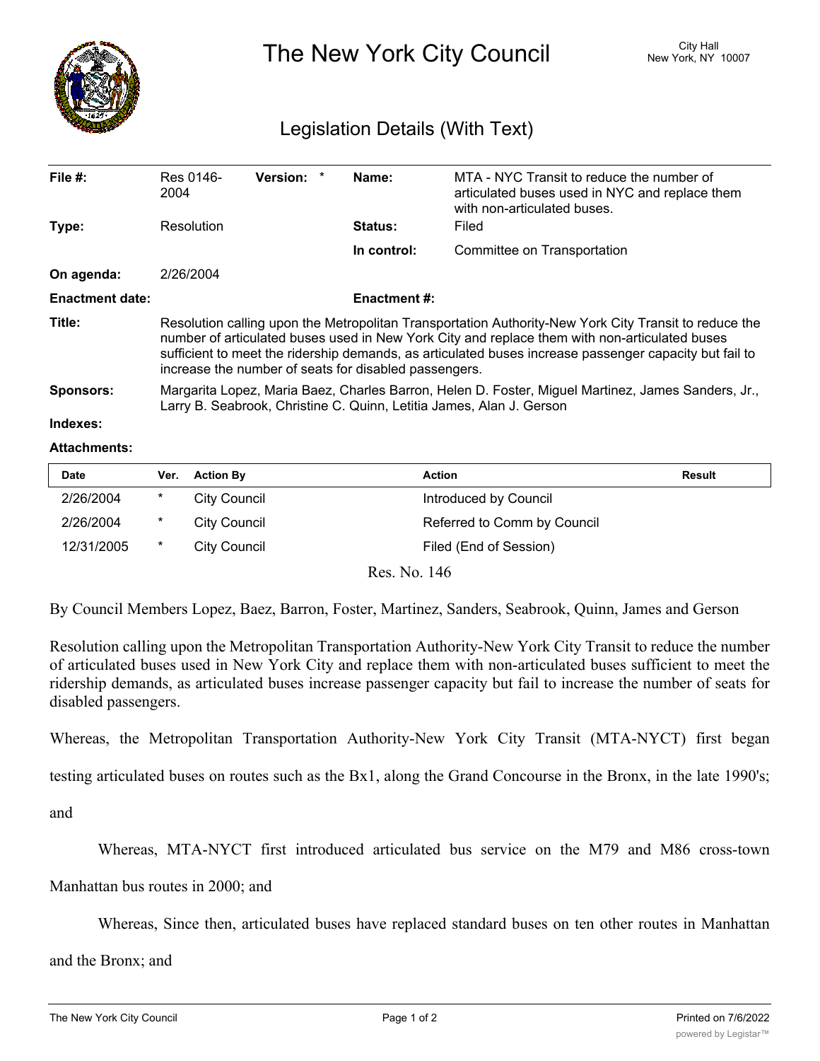# The New York City Council

City Hall
New York, NY 10007

## Legislation Details (With Text)

| | | | |
|---|---|---|---|
| **File #:** | Res 0146-2004 **Version:** * | **Name:** | MTA - NYC Transit to reduce the number of articulated buses used in NYC and replace them with non-articulated buses. |
| **Type:** | Resolution | **Status:** | Filed |
| | | **In control:** | Committee on Transportation |
| **On agenda:** | 2/26/2004 | | |
| **Enactment date:** | | **Enactment #:** | |

**Title:** Resolution calling upon the Metropolitan Transportation Authority-New York City Transit to reduce the number of articulated buses used in New York City and replace them with non-articulated buses sufficient to meet the ridership demands, as articulated buses increase passenger capacity but fail to increase the number of seats for disabled passengers.

**Sponsors:** Margarita Lopez, Maria Baez, Charles Barron, Helen D. Foster, Miguel Martinez, James Sanders, Jr., Larry B. Seabrook, Christine C. Quinn, Letitia James, Alan J. Gerson

**Indexes:**

**Attachments:**

| Date | Ver. | Action By | Action | Result |
|---|---|---|---|---|
| 2/26/2004 | * | City Council | Introduced by Council | |
| 2/26/2004 | * | City Council | Referred to Comm by Council | |
| 12/31/2005 | * | City Council | Filed (End of Session) | |

Res. No. 146

By Council Members Lopez, Baez, Barron, Foster, Martinez, Sanders, Seabrook, Quinn, James and Gerson

Resolution calling upon the Metropolitan Transportation Authority-New York City Transit to reduce the number of articulated buses used in New York City and replace them with non-articulated buses sufficient to meet the ridership demands, as articulated buses increase passenger capacity but fail to increase the number of seats for disabled passengers.

Whereas, the Metropolitan Transportation Authority-New York City Transit (MTA-NYCT) first began testing articulated buses on routes such as the Bx1, along the Grand Concourse in the Bronx, in the late 1990's; and

Whereas, MTA-NYCT first introduced articulated bus service on the M79 and M86 cross-town Manhattan bus routes in 2000; and

Whereas, Since then, articulated buses have replaced standard buses on ten other routes in Manhattan and the Bronx; and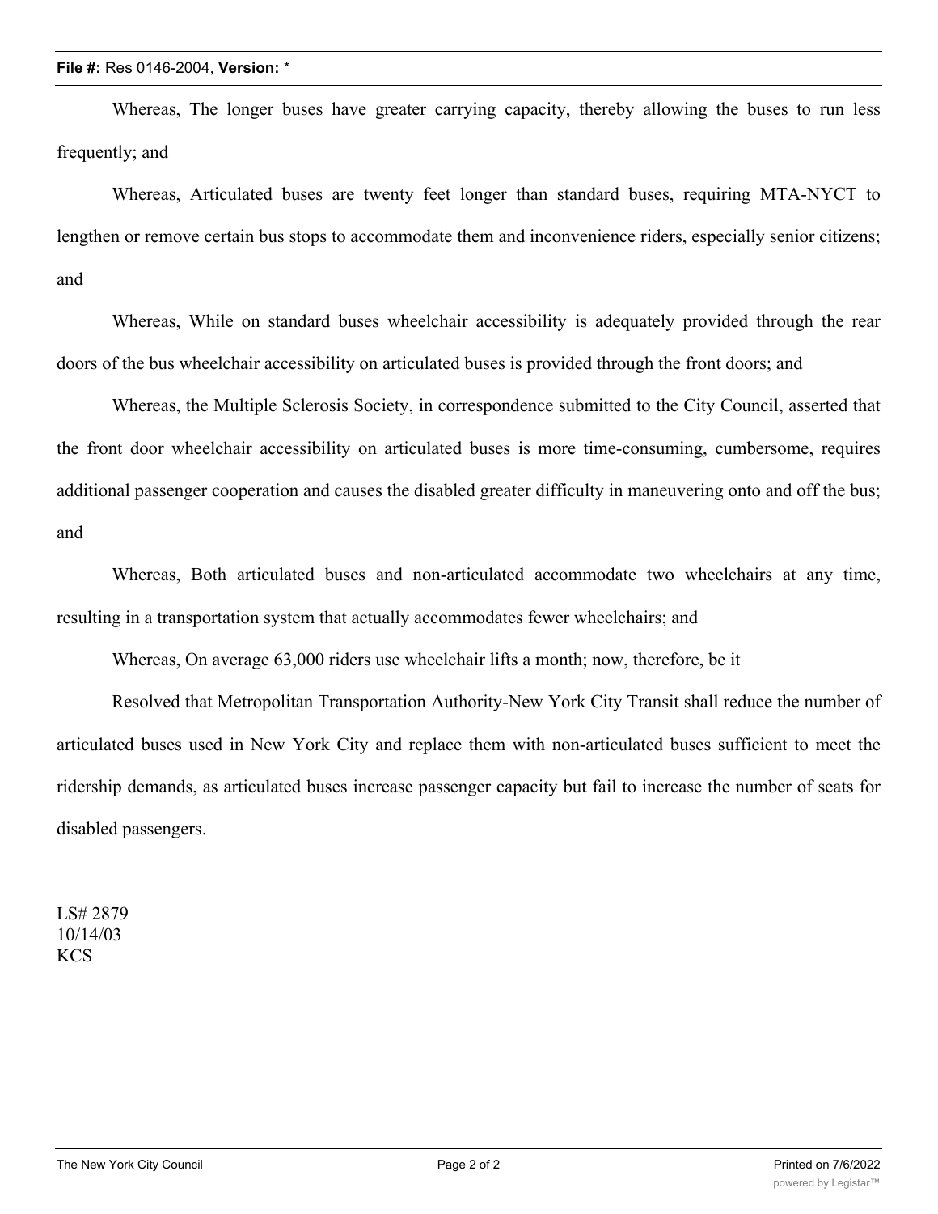Whereas, The longer buses have greater carrying capacity, thereby allowing the buses to run less frequently; and

Whereas, Articulated buses are twenty feet longer than standard buses, requiring MTA-NYCT to lengthen or remove certain bus stops to accommodate them and inconvenience riders, especially senior citizens; and

Whereas, While on standard buses wheelchair accessibility is adequately provided through the rear doors of the bus wheelchair accessibility on articulated buses is provided through the front doors; and

Whereas, the Multiple Sclerosis Society, in correspondence submitted to the City Council, asserted that the front door wheelchair accessibility on articulated buses is more time-consuming, cumbersome, requires additional passenger cooperation and causes the disabled greater difficulty in maneuvering onto and off the bus; and

Whereas, Both articulated buses and non-articulated accommodate two wheelchairs at any time, resulting in a transportation system that actually accommodates fewer wheelchairs; and

Whereas, On average 63,000 riders use wheelchair lifts a month; now, therefore, be it

Resolved that Metropolitan Transportation Authority-New York City Transit shall reduce the number of articulated buses used in New York City and replace them with non-articulated buses sufficient to meet the ridership demands, as articulated buses increase passenger capacity but fail to increase the number of seats for disabled passengers.

LS# 2879
10/14/03
KCS